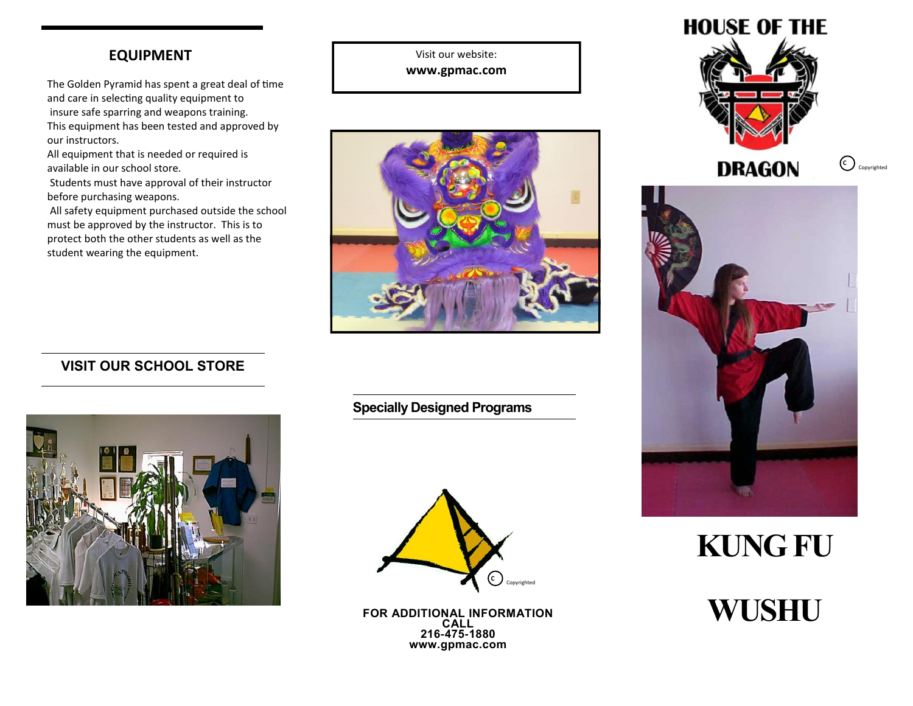## EQUIPMENT

The Golden Pyramid has spent a great deal of time and care in selecting quality equipment to insure safe sparring and weapons training. This equipment has been tested and approved by our instructors.
All equipment that is needed or required is available in our school store.
Students must have approval of their instructor before purchasing weapons.
All safety equipment purchased outside the school must be approved by the instructor. This is to protect both the other students as well as the student wearing the equipment.

## VISIT OUR SCHOOL STORE

Visit our website:
**www.gpmac.com**

## Specially Designed Programs

Copyrighted

**FOR ADDITIONAL INFORMATION CALL**
**216-475-1880**
**www.gpmac.com**

# HOUSE OF THE DRAGON

Copyrighted

# KUNG FU

# WUSHU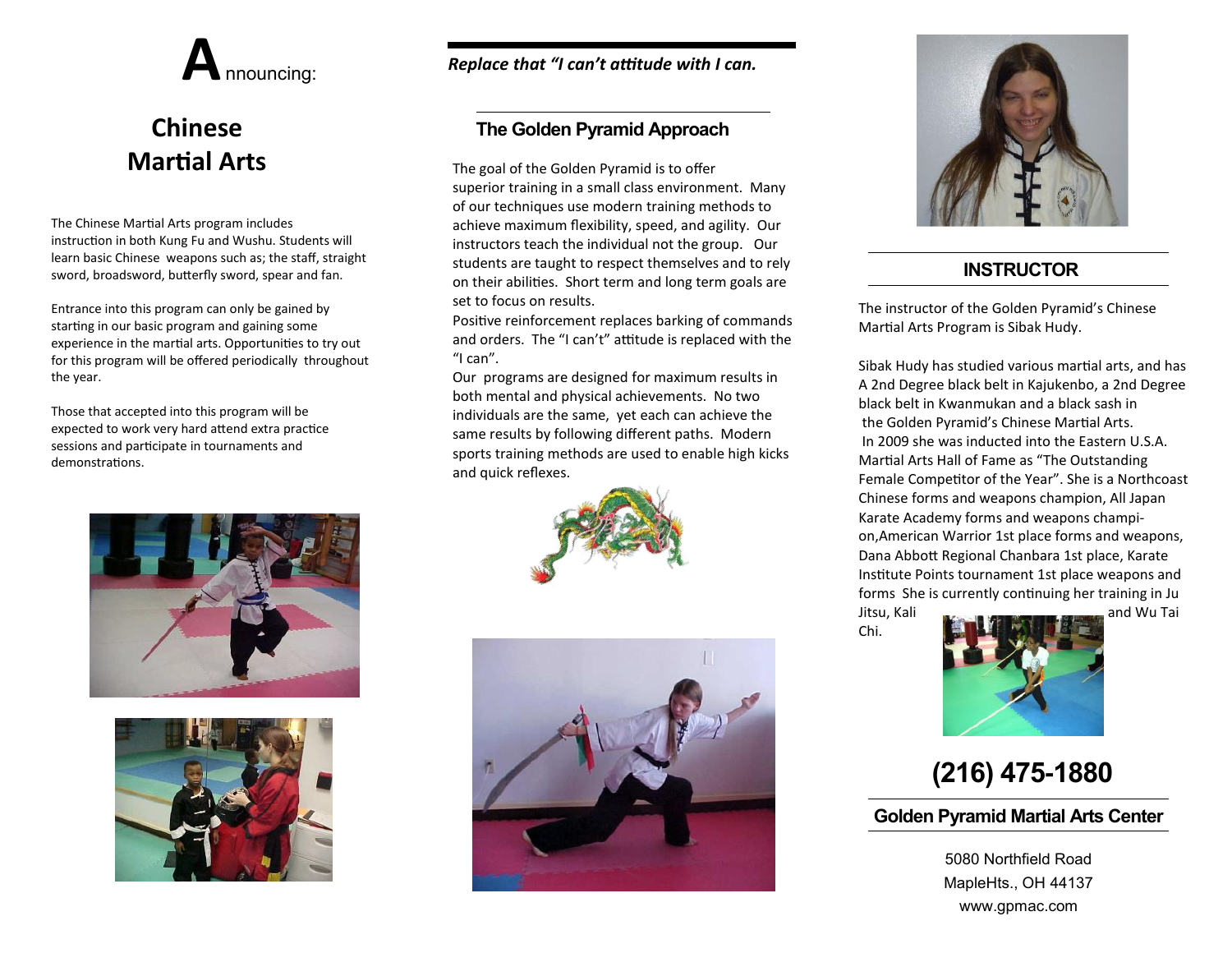# Announcing:

## Chinese Martial Arts

The Chinese Martial Arts program includes instruction in both Kung Fu and Wushu. Students will learn basic Chinese weapons such as; the staff, straight sword, broadsword, butterfly sword, spear and fan.

Entrance into this program can only be gained by starting in our basic program and gaining some experience in the martial arts. Opportunities to try out for this program will be offered periodically throughout the year.

Those that accepted into this program will be expected to work very hard attend extra practice sessions and participate in tournaments and demonstrations.

*Replace that "I can't attitude with I can.*

## The Golden Pyramid Approach

The goal of the Golden Pyramid is to offer superior training in a small class environment. Many of our techniques use modern training methods to achieve maximum flexibility, speed, and agility. Our instructors teach the individual not the group. Our students are taught to respect themselves and to rely on their abilities. Short term and long term goals are set to focus on results.

Positive reinforcement replaces barking of commands and orders. The "I can't" attitude is replaced with the "I can".

Our programs are designed for maximum results in both mental and physical achievements. No two individuals are the same, yet each can achieve the same results by following different paths. Modern sports training methods are used to enable high kicks and quick reflexes.

## INSTRUCTOR

The instructor of the Golden Pyramid's Chinese Martial Arts Program is Sibak Hudy.

Sibak Hudy has studied various martial arts, and has A 2nd Degree black belt in Kajukenbo, a 2nd Degree black belt in Kwanmukan and a black sash in the Golden Pyramid's Chinese Martial Arts. In 2009 she was inducted into the Eastern U.S.A. Martial Arts Hall of Fame as "The Outstanding Female Competitor of the Year". She is a Northcoast Chinese forms and weapons champion, All Japan Karate Academy forms and weapons champion,American Warrior 1st place forms and weapons, Dana Abbott Regional Chanbara 1st place, Karate Institute Points tournament 1st place weapons and forms She is currently continuing her training in Ju Jitsu, Kali and Wu Tai Chi.

# (216) 475-1880

## Golden Pyramid Martial Arts Center

5080 Northfield Road
MapleHts., OH 44137
www.gpmac.com